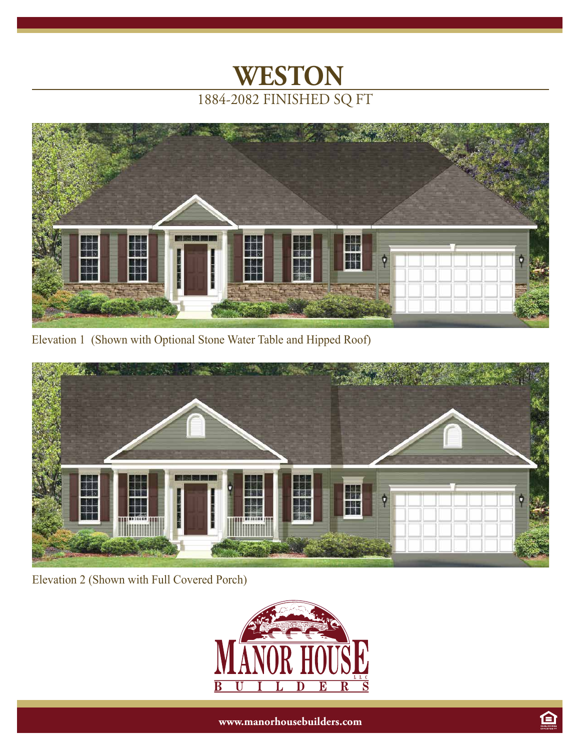# WESTON

1884-2082 FINISHED SQ FT

Elevation 1 (Shown with Optional Stone Water Table and Hipped Roof)

Elevation 2 (Shown with Full Covered Porch)

MANOR HOUSE LLC BUILDERS

www.manorhousebuilders.com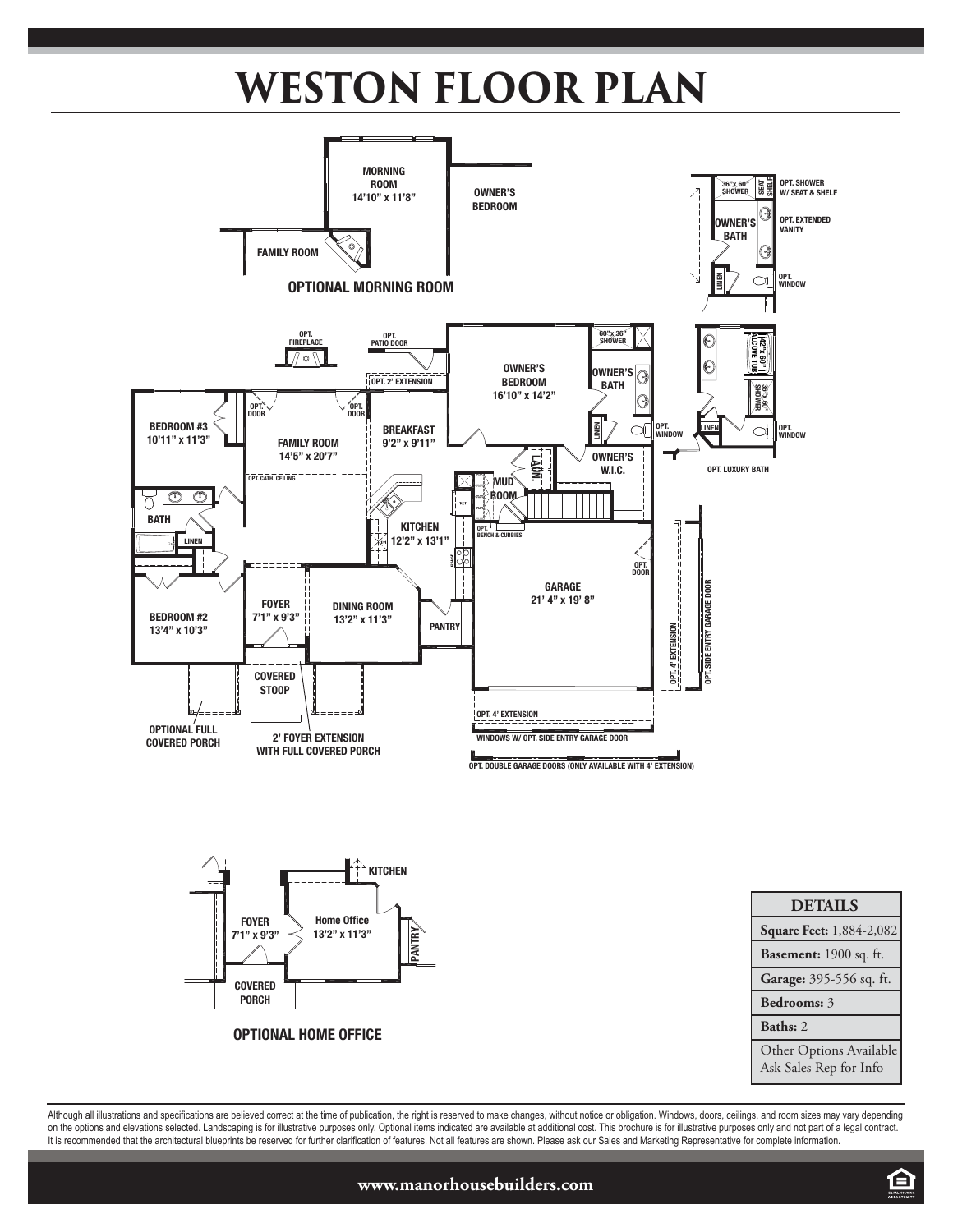# WESTON FLOOR PLAN

MORNING ROOM
14'10" x 11'8"

OWNER'S BEDROOM

FAMILY ROOM

OPTIONAL MORNING ROOM

36"x 60" SHOWER

SEAT SHELF

OPT. SHOWER W/ SEAT & SHELF

OWNER'S BATH

OPT. EXTENDED VANITY

LINEN

OPT. WINDOW

OPT. FIREPLACE

OPT. PATIO DOOR

OPT. 2' EXTENSION

OWNER'S BEDROOM
16'10" x 14'2"

60"x 36" SHOWER

OWNER'S BATH

LINEN

OPT. WINDOW

42"x 60" ALCOVE TUB

36"x 60" SHOWER

LINEN

OPT. WINDOW

OPT. LUXURY BATH

OPT. DOOR

OPT. DOOR

BEDROOM #3
10'11" x 11'3"

FAMILY ROOM
14'5" x 20'7"

OPT. CATH. CEILING

BREAKFAST
9'2" x 9'11"

LAUN.

OWNER'S W.I.C.

MUD ROOM

OPT. BENCH & CUBBIES

KITCHEN
12'2" x 13'1"

BATH

LINEN

OPT. DOOR

GARAGE
21' 4" x 19' 8"

BEDROOM #2
13'4" x 10'3"

FOYER
7'1" x 9'3"

DINING ROOM
13'2" x 11'3"

PANTRY

OPT. 4' EXTENSION

OPT. SIDE ENTRY GARAGE DOOR

COVERED STOOP

OPT. 4' EXTENSION

WINDOWS W/ OPT. SIDE ENTRY GARAGE DOOR

OPT. DOUBLE GARAGE DOORS (ONLY AVAILABLE WITH 4' EXTENSION)

OPTIONAL FULL COVERED PORCH

2' FOYER EXTENSION WITH FULL COVERED PORCH

KITCHEN

FOYER
7'1" x 9'3"

Home Office
13'2" x 11'3"

PANTRY

COVERED PORCH

OPTIONAL HOME OFFICE

| DETAILS |
|---|
| **Square Feet:** 1,884-2,082 |
| **Basement:** 1900 sq. ft. |
| **Garage:** 395-556 sq. ft. |
| **Bedrooms:** 3 |
| **Baths:** 2 |
| Other Options Available Ask Sales Rep for Info |

Although all illustrations and specifications are believed correct at the time of publication, the right is reserved to make changes, without notice or obligation. Windows, doors, ceilings, and room sizes may vary depending on the options and elevations selected. Landscaping is for illustrative purposes only. Optional items indicated are available at additional cost. This brochure is for illustrative purposes only and not part of a legal contract. It is recommended that the architectural blueprints be reserved for further clarification of features. Not all features are shown. Please ask our Sales and Marketing Representative for complete information.

www.manorhousebuilders.com